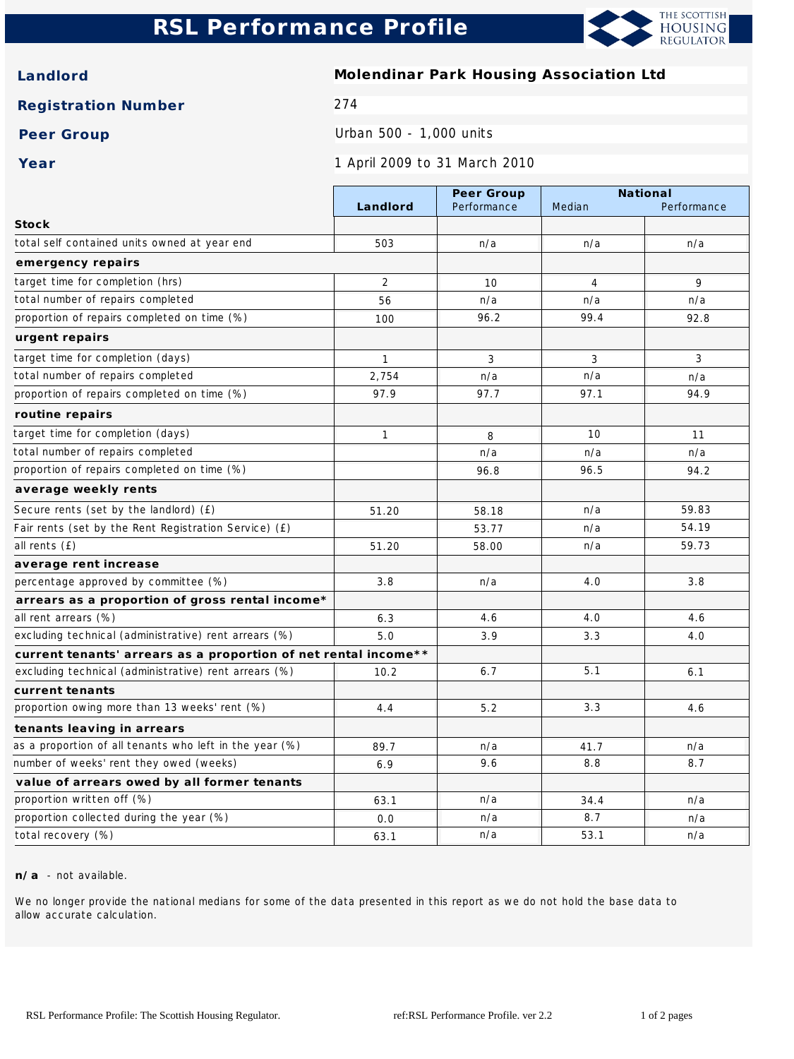# RSL Performance Profile

THE SCOTTISH HOUSING REGULATOR

| | |
|---|---|
| **Landlord** | **Molendinar Park Housing Association Ltd** |
| **Registration Number** | 274 |
| **Peer Group** | Urban 500 - 1,000 units |
| **Year** | 1 April 2009 to 31 March 2010 |

| | Landlord | Peer Group | National | |
|---|---|---|---|---|
| | | Performance | Median | Performance |
| **Stock** | | | | |
| total self contained units owned at year end | 503 | n/a | n/a | n/a |
| **emergency repairs** | | | | |
| target time for completion (hrs) | 2 | 10 | 4 | 9 |
| total number of repairs completed | 56 | n/a | n/a | n/a |
| proportion of repairs completed on time (%) | 100 | 96.2 | 99.4 | 92.8 |
| **urgent repairs** | | | | |
| target time for completion (days) | 1 | 3 | 3 | 3 |
| total number of repairs completed | 2,754 | n/a | n/a | n/a |
| proportion of repairs completed on time (%) | 97.9 | 97.7 | 97.1 | 94.9 |
| **routine repairs** | | | | |
| target time for completion (days) | 1 | 8 | 10 | 11 |
| total number of repairs completed | | n/a | n/a | n/a |
| proportion of repairs completed on time (%) | | 96.8 | 96.5 | 94.2 |
| **average weekly rents** | | | | |
| Secure rents (set by the landlord) (£) | 51.20 | 58.18 | n/a | 59.83 |
| Fair rents (set by the Rent Registration Service) (£) | | 53.77 | n/a | 54.19 |
| all rents (£) | 51.20 | 58.00 | n/a | 59.73 |
| **average rent increase** | | | | |
| percentage approved by committee (%) | 3.8 | n/a | 4.0 | 3.8 |
| **arrears as a proportion of gross rental income*** | | | | |
| all rent arrears (%) | 6.3 | 4.6 | 4.0 | 4.6 |
| excluding technical (administrative) rent arrears (%) | 5.0 | 3.9 | 3.3 | 4.0 |
| **current tenants' arrears as a proportion of net rental income**** | | | | |
| excluding technical (administrative) rent arrears (%) | 10.2 | 6.7 | 5.1 | 6.1 |
| **current tenants** | | | | |
| proportion owing more than 13 weeks' rent (%) | 4.4 | 5.2 | 3.3 | 4.6 |
| **tenants leaving in arrears** | | | | |
| as a proportion of all tenants who left in the year (%) | 89.7 | n/a | 41.7 | n/a |
| number of weeks' rent they owed (weeks) | 6.9 | 9.6 | 8.8 | 8.7 |
| **value of arrears owed by all former tenants** | | | | |
| proportion written off (%) | 63.1 | n/a | 34.4 | n/a |
| proportion collected during the year (%) | 0.0 | n/a | 8.7 | n/a |
| total recovery (%) | 63.1 | n/a | 53.1 | n/a |

**n/a** - not available.

We no longer provide the national medians for some of the data presented in this report as we do not hold the base data to allow accurate calculation.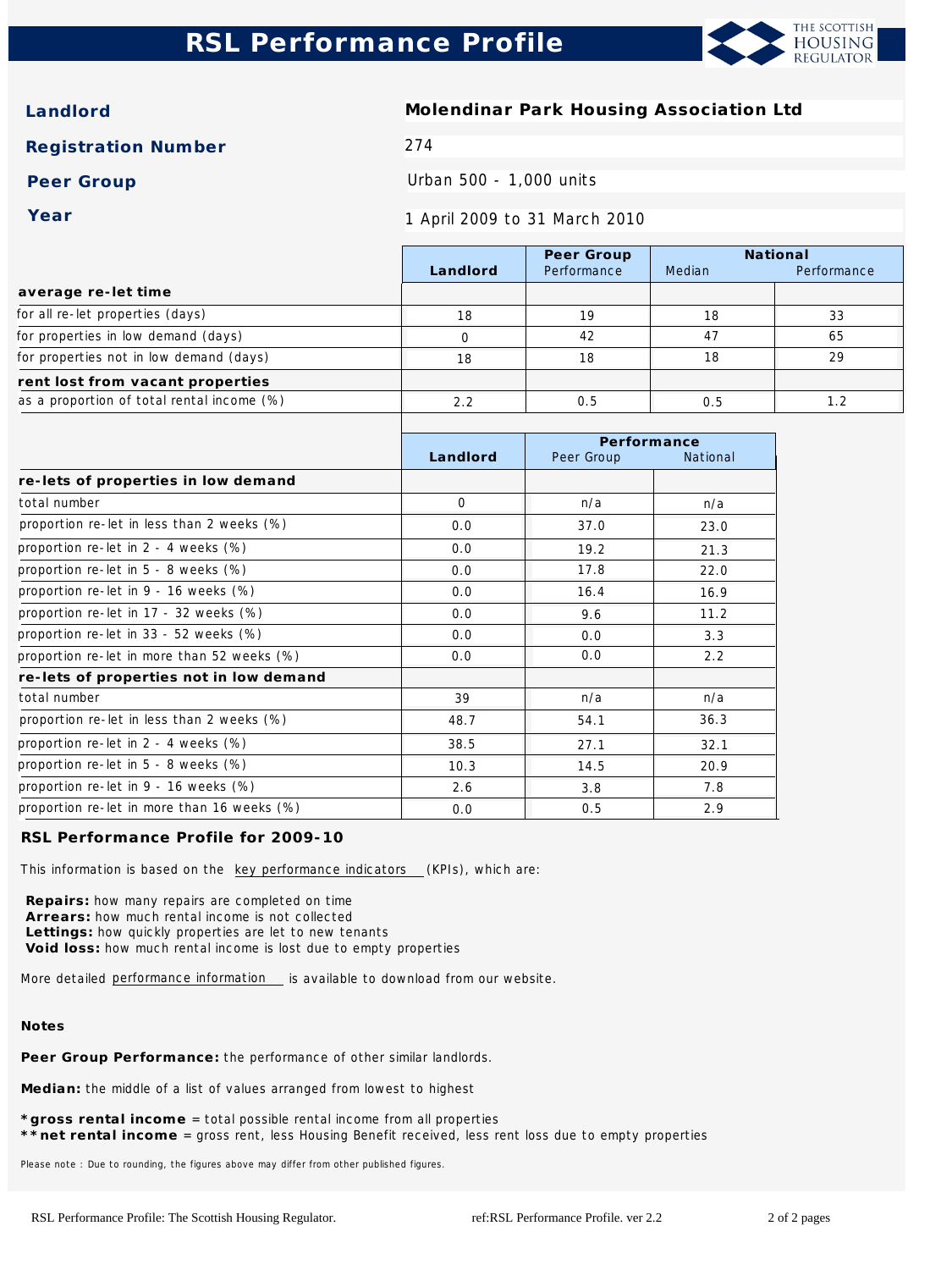# RSL Performance Profile

| | |
|---|---|
| **Landlord** | **Molendinar Park Housing Association Ltd** |
| **Registration Number** | 274 |
| **Peer Group** | Urban 500 - 1,000 units |
| **Year** | 1 April 2009 to 31 March 2010 |

| | Landlord | Peer Group | National | |
|---|---|---|---|---|
| | | Performance | Median | Performance |
| **average re-let time** | | | | |
| for all re-let properties (days) | 18 | 19 | 18 | 33 |
| for properties in low demand (days) | 0 | 42 | 47 | 65 |
| for properties not in low demand (days) | 18 | 18 | 18 | 29 |
| **rent lost from vacant properties** | | | | |
| as a proportion of total rental income (%) | 2.2 | 0.5 | 0.5 | 1.2 |

| | Landlord | Performance | |
|---|---|---|---|
| | | Peer Group | National |
| **re-lets of properties in low demand** | | | |
| total number | 0 | n/a | n/a |
| proportion re-let in less than 2 weeks (%) | 0.0 | 37.0 | 23.0 |
| proportion re-let in 2 - 4 weeks (%) | 0.0 | 19.2 | 21.3 |
| proportion re-let in 5 - 8 weeks (%) | 0.0 | 17.8 | 22.0 |
| proportion re-let in 9 - 16 weeks (%) | 0.0 | 16.4 | 16.9 |
| proportion re-let in 17 - 32 weeks (%) | 0.0 | 9.6 | 11.2 |
| proportion re-let in 33 - 52 weeks (%) | 0.0 | 0.0 | 3.3 |
| proportion re-let in more than 52 weeks (%) | 0.0 | 0.0 | 2.2 |
| **re-lets of properties not in low demand** | | | |
| total number | 39 | n/a | n/a |
| proportion re-let in less than 2 weeks (%) | 48.7 | 54.1 | 36.3 |
| proportion re-let in 2 - 4 weeks (%) | 38.5 | 27.1 | 32.1 |
| proportion re-let in 5 - 8 weeks (%) | 10.3 | 14.5 | 20.9 |
| proportion re-let in 9 - 16 weeks (%) | 2.6 | 3.8 | 7.8 |
| proportion re-let in more than 16 weeks (%) | 0.0 | 0.5 | 2.9 |

## RSL Performance Profile for 2009-10

This information is based on the key performance indicators (KPIs), which are:

**Repairs:** how many repairs are completed on time
**Arrears:** how much rental income is not collected
**Lettings:** how quickly properties are let to new tenants
**Void loss:** how much rental income is lost due to empty properties

More detailed performance information is available to download from our website.

### Notes

**Peer Group Performance:** the performance of other similar landlords.

**Median:** the middle of a list of values arranged from lowest to highest

***gross rental income** = total possible rental income from all properties
****net rental income** = gross rent, less Housing Benefit received, less rent loss due to empty properties

Please note : Due to rounding, the figures above may differ from other published figures.